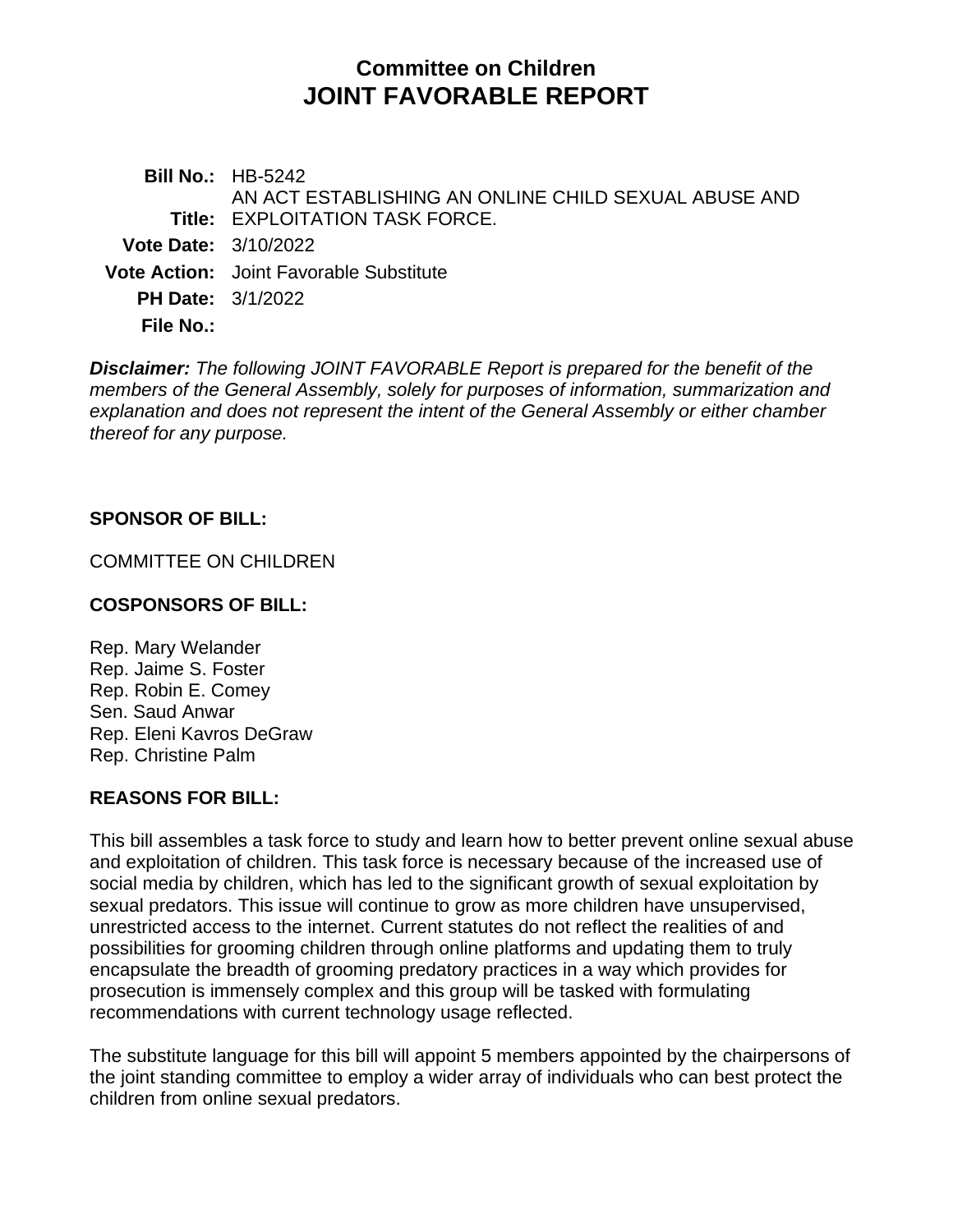# Committee on Children
# JOINT FAVORABLE REPORT

**Bill No.:** HB-5242

**Title:** AN ACT ESTABLISHING AN ONLINE CHILD SEXUAL ABUSE AND EXPLOITATION TASK FORCE.

**Vote Date:** 3/10/2022

**Vote Action:** Joint Favorable Substitute

**PH Date:** 3/1/2022

**File No.:**

***Disclaimer:*** *The following JOINT FAVORABLE Report is prepared for the benefit of the members of the General Assembly, solely for purposes of information, summarization and explanation and does not represent the intent of the General Assembly or either chamber thereof for any purpose.*

## SPONSOR OF BILL:

COMMITTEE ON CHILDREN

## COSPONSORS OF BILL:

Rep. Mary Welander
Rep. Jaime S. Foster
Rep. Robin E. Comey
Sen. Saud Anwar
Rep. Eleni Kavros DeGraw
Rep. Christine Palm

## REASONS FOR BILL:

This bill assembles a task force to study and learn how to better prevent online sexual abuse and exploitation of children. This task force is necessary because of the increased use of social media by children, which has led to the significant growth of sexual exploitation by sexual predators. This issue will continue to grow as more children have unsupervised, unrestricted access to the internet. Current statutes do not reflect the realities of and possibilities for grooming children through online platforms and updating them to truly encapsulate the breadth of grooming predatory practices in a way which provides for prosecution is immensely complex and this group will be tasked with formulating recommendations with current technology usage reflected.

The substitute language for this bill will appoint 5 members appointed by the chairpersons of the joint standing committee to employ a wider array of individuals who can best protect the children from online sexual predators.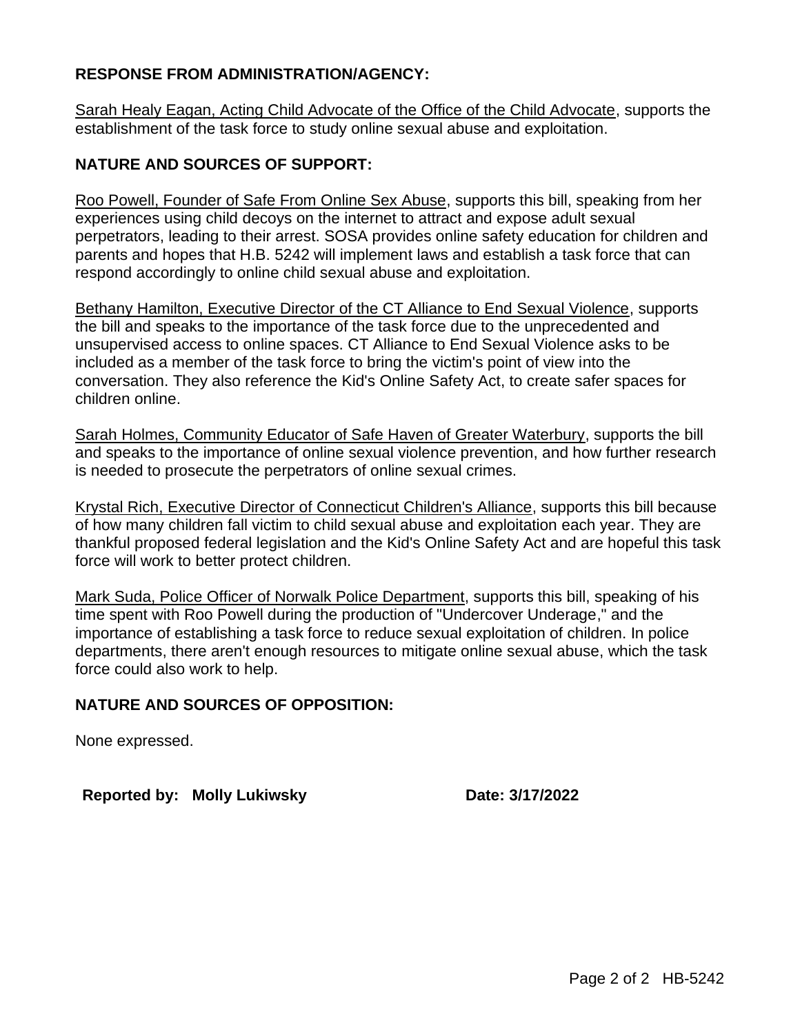## RESPONSE FROM ADMINISTRATION/AGENCY:

Sarah Healy Eagan, Acting Child Advocate of the Office of the Child Advocate, supports the establishment of the task force to study online sexual abuse and exploitation.

## NATURE AND SOURCES OF SUPPORT:

Roo Powell, Founder of Safe From Online Sex Abuse, supports this bill, speaking from her experiences using child decoys on the internet to attract and expose adult sexual perpetrators, leading to their arrest. SOSA provides online safety education for children and parents and hopes that H.B. 5242 will implement laws and establish a task force that can respond accordingly to online child sexual abuse and exploitation.

Bethany Hamilton, Executive Director of the CT Alliance to End Sexual Violence, supports the bill and speaks to the importance of the task force due to the unprecedented and unsupervised access to online spaces. CT Alliance to End Sexual Violence asks to be included as a member of the task force to bring the victim's point of view into the conversation. They also reference the Kid's Online Safety Act, to create safer spaces for children online.

Sarah Holmes, Community Educator of Safe Haven of Greater Waterbury, supports the bill and speaks to the importance of online sexual violence prevention, and how further research is needed to prosecute the perpetrators of online sexual crimes.

Krystal Rich, Executive Director of Connecticut Children's Alliance, supports this bill because of how many children fall victim to child sexual abuse and exploitation each year. They are thankful proposed federal legislation and the Kid's Online Safety Act and are hopeful this task force will work to better protect children.

Mark Suda, Police Officer of Norwalk Police Department, supports this bill, speaking of his time spent with Roo Powell during the production of "Undercover Underage," and the importance of establishing a task force to reduce sexual exploitation of children. In police departments, there aren't enough resources to mitigate online sexual abuse, which the task force could also work to help.

## NATURE AND SOURCES OF OPPOSITION:

None expressed.

**Reported by: Molly Lukiwsky** **Date: 3/17/2022**